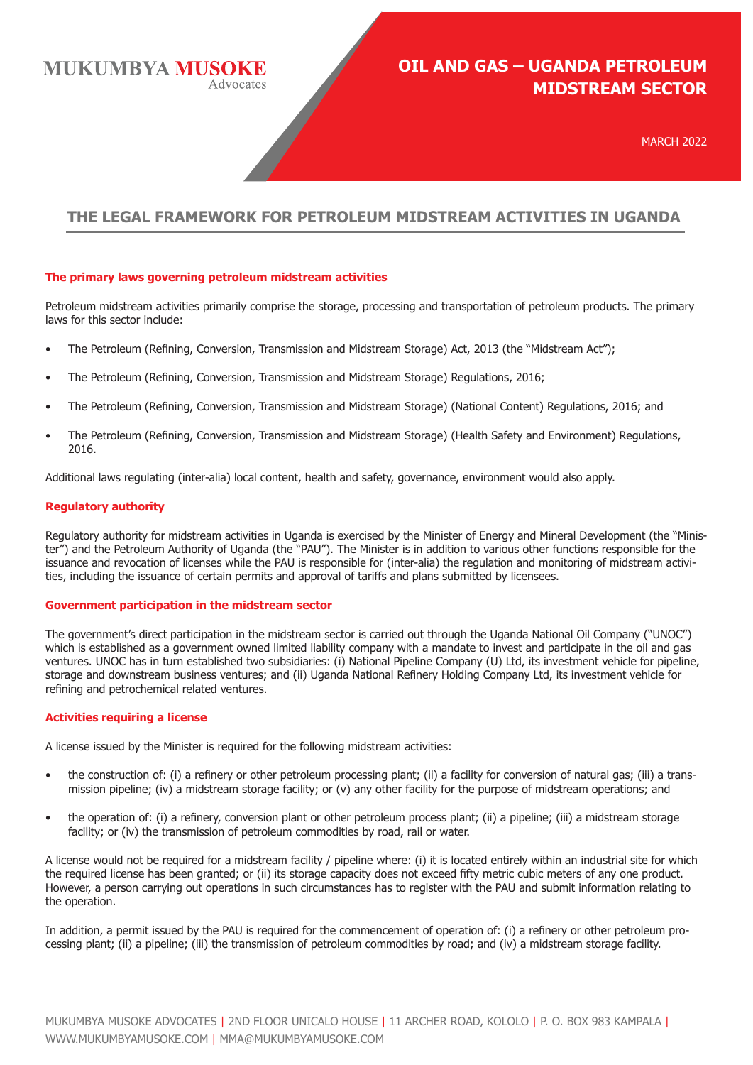MUKUMBYA MUSOKE
Advocates

# OIL AND GAS – UGANDA PETROLEUM MIDSTREAM SECTOR

MARCH 2022

## THE LEGAL FRAMEWORK FOR PETROLEUM MIDSTREAM ACTIVITIES IN UGANDA

### The primary laws governing petroleum midstream activities

Petroleum midstream activities primarily comprise the storage, processing and transportation of petroleum products. The primary laws for this sector include:

- The Petroleum (Refining, Conversion, Transmission and Midstream Storage) Act, 2013 (the "Midstream Act");
- The Petroleum (Refining, Conversion, Transmission and Midstream Storage) Regulations, 2016;
- The Petroleum (Refining, Conversion, Transmission and Midstream Storage) (National Content) Regulations, 2016; and
- The Petroleum (Refining, Conversion, Transmission and Midstream Storage) (Health Safety and Environment) Regulations, 2016.

Additional laws regulating (inter-alia) local content, health and safety, governance, environment would also apply.

### Regulatory authority

Regulatory authority for midstream activities in Uganda is exercised by the Minister of Energy and Mineral Development (the "Minister") and the Petroleum Authority of Uganda (the "PAU"). The Minister is in addition to various other functions responsible for the issuance and revocation of licenses while the PAU is responsible for (inter-alia) the regulation and monitoring of midstream activities, including the issuance of certain permits and approval of tariffs and plans submitted by licensees.

### Government participation in the midstream sector

The government's direct participation in the midstream sector is carried out through the Uganda National Oil Company ("UNOC") which is established as a government owned limited liability company with a mandate to invest and participate in the oil and gas ventures. UNOC has in turn established two subsidiaries: (i) National Pipeline Company (U) Ltd, its investment vehicle for pipeline, storage and downstream business ventures; and (ii) Uganda National Refinery Holding Company Ltd, its investment vehicle for refining and petrochemical related ventures.

### Activities requiring a license

A license issued by the Minister is required for the following midstream activities:

- the construction of: (i) a refinery or other petroleum processing plant; (ii) a facility for conversion of natural gas; (iii) a transmission pipeline; (iv) a midstream storage facility; or (v) any other facility for the purpose of midstream operations; and
- the operation of: (i) a refinery, conversion plant or other petroleum process plant; (ii) a pipeline; (iii) a midstream storage facility; or (iv) the transmission of petroleum commodities by road, rail or water.

A license would not be required for a midstream facility / pipeline where: (i) it is located entirely within an industrial site for which the required license has been granted; or (ii) its storage capacity does not exceed fifty metric cubic meters of any one product. However, a person carrying out operations in such circumstances has to register with the PAU and submit information relating to the operation.

In addition, a permit issued by the PAU is required for the commencement of operation of: (i) a refinery or other petroleum processing plant; (ii) a pipeline; (iii) the transmission of petroleum commodities by road; and (iv) a midstream storage facility.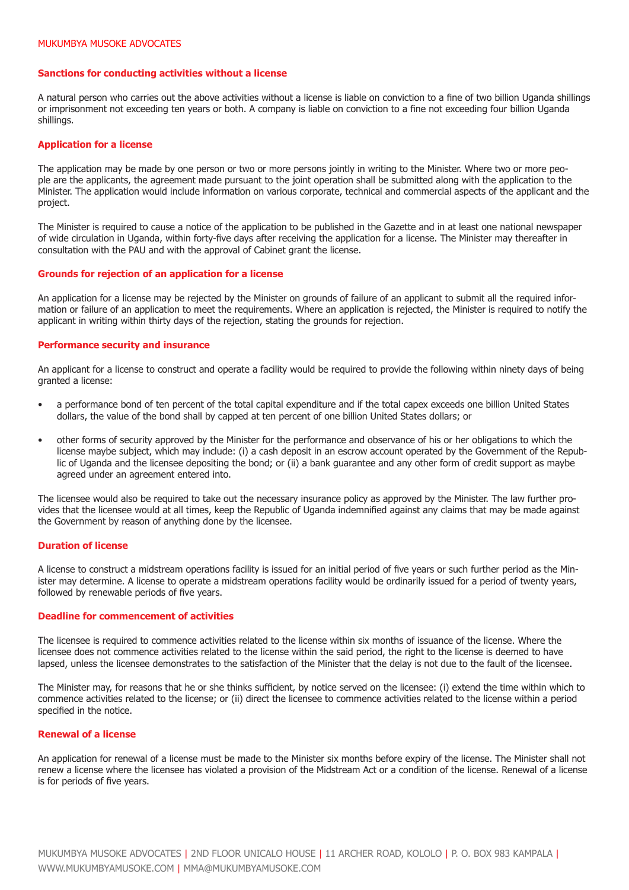### Sanctions for conducting activities without a license

A natural person who carries out the above activities without a license is liable on conviction to a fine of two billion Uganda shillings or imprisonment not exceeding ten years or both. A company is liable on conviction to a fine not exceeding four billion Uganda shillings.

### Application for a license

The application may be made by one person or two or more persons jointly in writing to the Minister. Where two or more people are the applicants, the agreement made pursuant to the joint operation shall be submitted along with the application to the Minister. The application would include information on various corporate, technical and commercial aspects of the applicant and the project.

The Minister is required to cause a notice of the application to be published in the Gazette and in at least one national newspaper of wide circulation in Uganda, within forty-five days after receiving the application for a license. The Minister may thereafter in consultation with the PAU and with the approval of Cabinet grant the license.

### Grounds for rejection of an application for a license

An application for a license may be rejected by the Minister on grounds of failure of an applicant to submit all the required information or failure of an application to meet the requirements. Where an application is rejected, the Minister is required to notify the applicant in writing within thirty days of the rejection, stating the grounds for rejection.

### Performance security and insurance

An applicant for a license to construct and operate a facility would be required to provide the following within ninety days of being granted a license:

- a performance bond of ten percent of the total capital expenditure and if the total capex exceeds one billion United States dollars, the value of the bond shall by capped at ten percent of one billion United States dollars; or
- other forms of security approved by the Minister for the performance and observance of his or her obligations to which the license maybe subject, which may include: (i) a cash deposit in an escrow account operated by the Government of the Republic of Uganda and the licensee depositing the bond; or (ii) a bank guarantee and any other form of credit support as maybe agreed under an agreement entered into.

The licensee would also be required to take out the necessary insurance policy as approved by the Minister. The law further provides that the licensee would at all times, keep the Republic of Uganda indemnified against any claims that may be made against the Government by reason of anything done by the licensee.

### Duration of license

A license to construct a midstream operations facility is issued for an initial period of five years or such further period as the Minister may determine. A license to operate a midstream operations facility would be ordinarily issued for a period of twenty years, followed by renewable periods of five years.

### Deadline for commencement of activities

The licensee is required to commence activities related to the license within six months of issuance of the license. Where the licensee does not commence activities related to the license within the said period, the right to the license is deemed to have lapsed, unless the licensee demonstrates to the satisfaction of the Minister that the delay is not due to the fault of the licensee.

The Minister may, for reasons that he or she thinks sufficient, by notice served on the licensee: (i) extend the time within which to commence activities related to the license; or (ii) direct the licensee to commence activities related to the license within a period specified in the notice.

### Renewal of a license

An application for renewal of a license must be made to the Minister six months before expiry of the license. The Minister shall not renew a license where the licensee has violated a provision of the Midstream Act or a condition of the license. Renewal of a license is for periods of five years.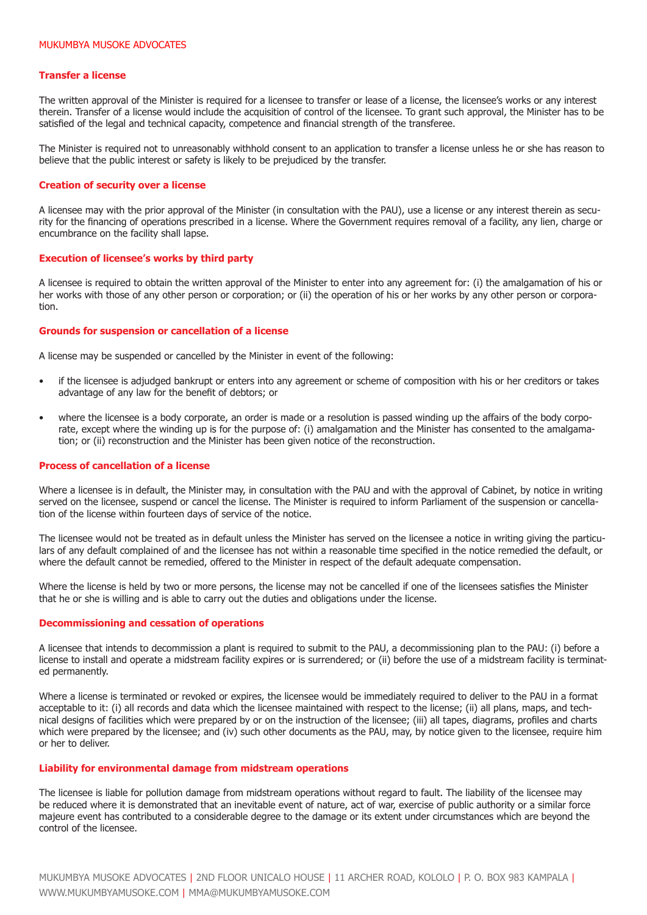### Transfer a license

The written approval of the Minister is required for a licensee to transfer or lease of a license, the licensee's works or any interest therein. Transfer of a license would include the acquisition of control of the licensee. To grant such approval, the Minister has to be satisfied of the legal and technical capacity, competence and financial strength of the transferee.

The Minister is required not to unreasonably withhold consent to an application to transfer a license unless he or she has reason to believe that the public interest or safety is likely to be prejudiced by the transfer.

### Creation of security over a license

A licensee may with the prior approval of the Minister (in consultation with the PAU), use a license or any interest therein as security for the financing of operations prescribed in a license. Where the Government requires removal of a facility, any lien, charge or encumbrance on the facility shall lapse.

### Execution of licensee's works by third party

A licensee is required to obtain the written approval of the Minister to enter into any agreement for: (i) the amalgamation of his or her works with those of any other person or corporation; or (ii) the operation of his or her works by any other person or corporation.

### Grounds for suspension or cancellation of a license

A license may be suspended or cancelled by the Minister in event of the following:

- if the licensee is adjudged bankrupt or enters into any agreement or scheme of composition with his or her creditors or takes advantage of any law for the benefit of debtors; or
- where the licensee is a body corporate, an order is made or a resolution is passed winding up the affairs of the body corporate, except where the winding up is for the purpose of: (i) amalgamation and the Minister has consented to the amalgamation; or (ii) reconstruction and the Minister has been given notice of the reconstruction.

### Process of cancellation of a license

Where a licensee is in default, the Minister may, in consultation with the PAU and with the approval of Cabinet, by notice in writing served on the licensee, suspend or cancel the license. The Minister is required to inform Parliament of the suspension or cancellation of the license within fourteen days of service of the notice.

The licensee would not be treated as in default unless the Minister has served on the licensee a notice in writing giving the particulars of any default complained of and the licensee has not within a reasonable time specified in the notice remedied the default, or where the default cannot be remedied, offered to the Minister in respect of the default adequate compensation.

Where the license is held by two or more persons, the license may not be cancelled if one of the licensees satisfies the Minister that he or she is willing and is able to carry out the duties and obligations under the license.

### Decommissioning and cessation of operations

A licensee that intends to decommission a plant is required to submit to the PAU, a decommissioning plan to the PAU: (i) before a license to install and operate a midstream facility expires or is surrendered; or (ii) before the use of a midstream facility is terminated permanently.

Where a license is terminated or revoked or expires, the licensee would be immediately required to deliver to the PAU in a format acceptable to it: (i) all records and data which the licensee maintained with respect to the license; (ii) all plans, maps, and technical designs of facilities which were prepared by or on the instruction of the licensee; (iii) all tapes, diagrams, profiles and charts which were prepared by the licensee; and (iv) such other documents as the PAU, may, by notice given to the licensee, require him or her to deliver.

### Liability for environmental damage from midstream operations

The licensee is liable for pollution damage from midstream operations without regard to fault. The liability of the licensee may be reduced where it is demonstrated that an inevitable event of nature, act of war, exercise of public authority or a similar force majeure event has contributed to a considerable degree to the damage or its extent under circumstances which are beyond the control of the licensee.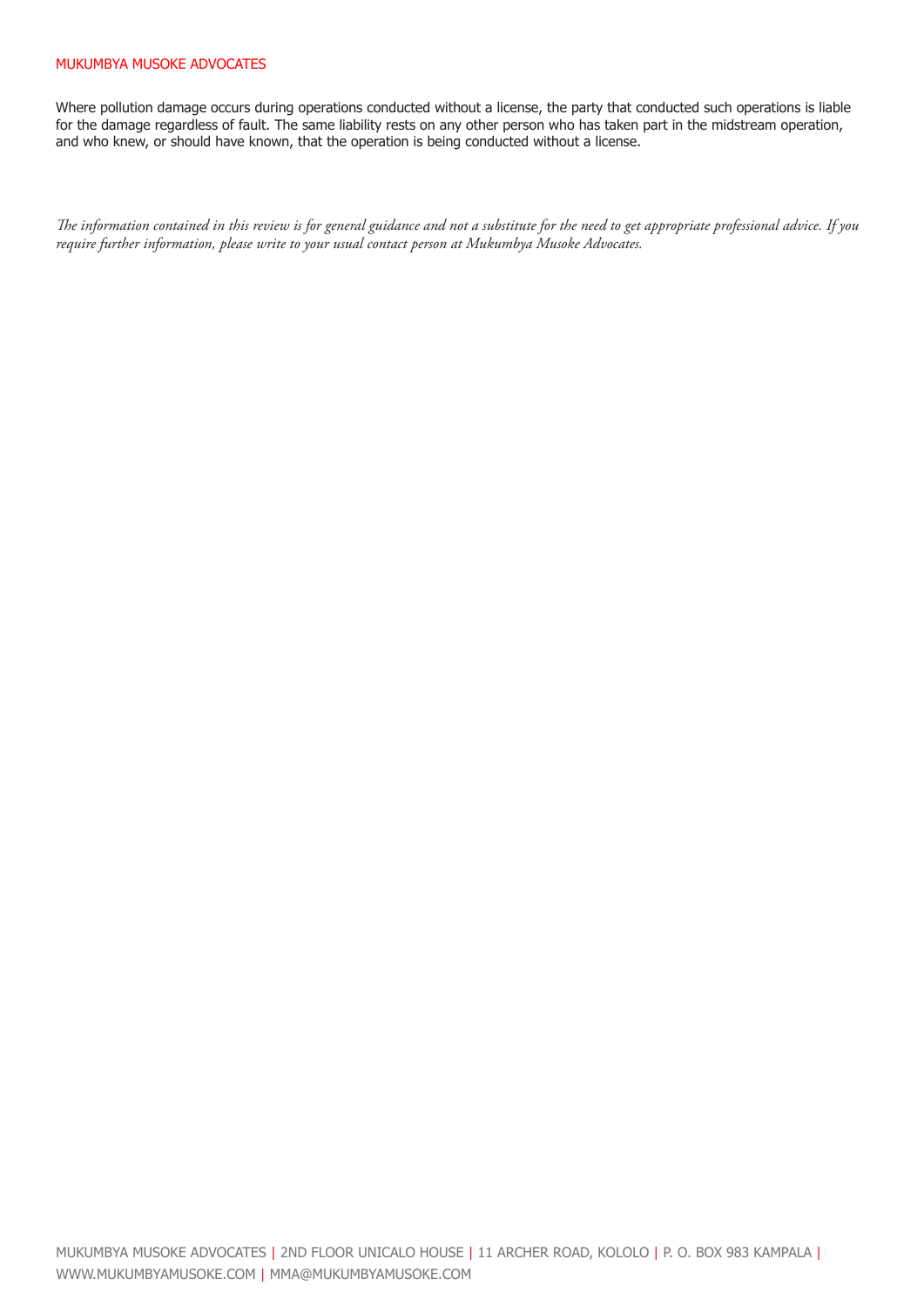Where pollution damage occurs during operations conducted without a license, the party that conducted such operations is liable for the damage regardless of fault. The same liability rests on any other person who has taken part in the midstream operation, and who knew, or should have known, that the operation is being conducted without a license.

*The information contained in this review is for general guidance and not a substitute for the need to get appropriate professional advice. If you require further information, please write to your usual contact person at Mukumbya Musoke Advocates.*